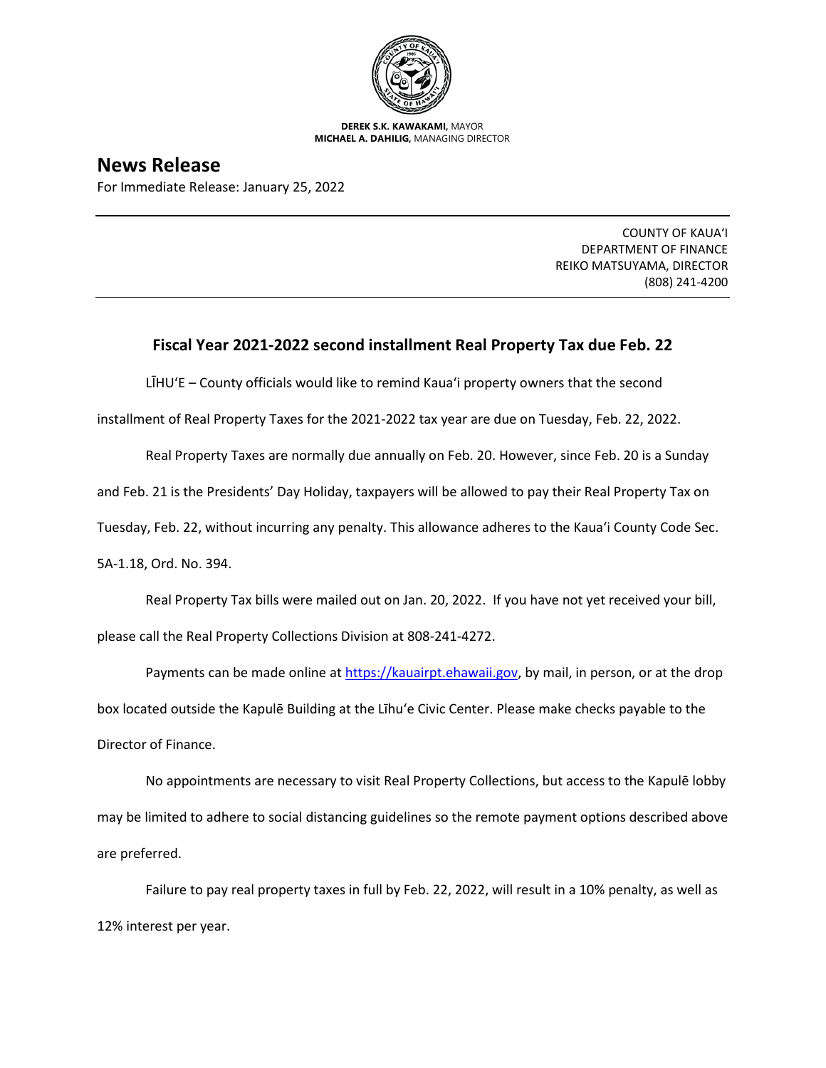**DEREK S.K. KAWAKAMI,** MAYOR
**MICHAEL A. DAHILIG,** MANAGING DIRECTOR

# News Release

For Immediate Release: January 25, 2022

COUNTY OF KAUAʻI
DEPARTMENT OF FINANCE
REIKO MATSUYAMA, DIRECTOR
(808) 241-4200

## Fiscal Year 2021-2022 second installment Real Property Tax due Feb. 22

LĪHUʻE – County officials would like to remind Kauaʻi property owners that the second installment of Real Property Taxes for the 2021-2022 tax year are due on Tuesday, Feb. 22, 2022.

Real Property Taxes are normally due annually on Feb. 20. However, since Feb. 20 is a Sunday and Feb. 21 is the Presidents' Day Holiday, taxpayers will be allowed to pay their Real Property Tax on Tuesday, Feb. 22, without incurring any penalty. This allowance adheres to the Kauaʻi County Code Sec. 5A-1.18, Ord. No. 394.

Real Property Tax bills were mailed out on Jan. 20, 2022. If you have not yet received your bill, please call the Real Property Collections Division at 808-241-4272.

Payments can be made online at https://kauairpt.ehawaii.gov, by mail, in person, or at the drop box located outside the Kapulē Building at the Līhuʻe Civic Center. Please make checks payable to the Director of Finance.

No appointments are necessary to visit Real Property Collections, but access to the Kapulē lobby may be limited to adhere to social distancing guidelines so the remote payment options described above are preferred.

Failure to pay real property taxes in full by Feb. 22, 2022, will result in a 10% penalty, as well as 12% interest per year.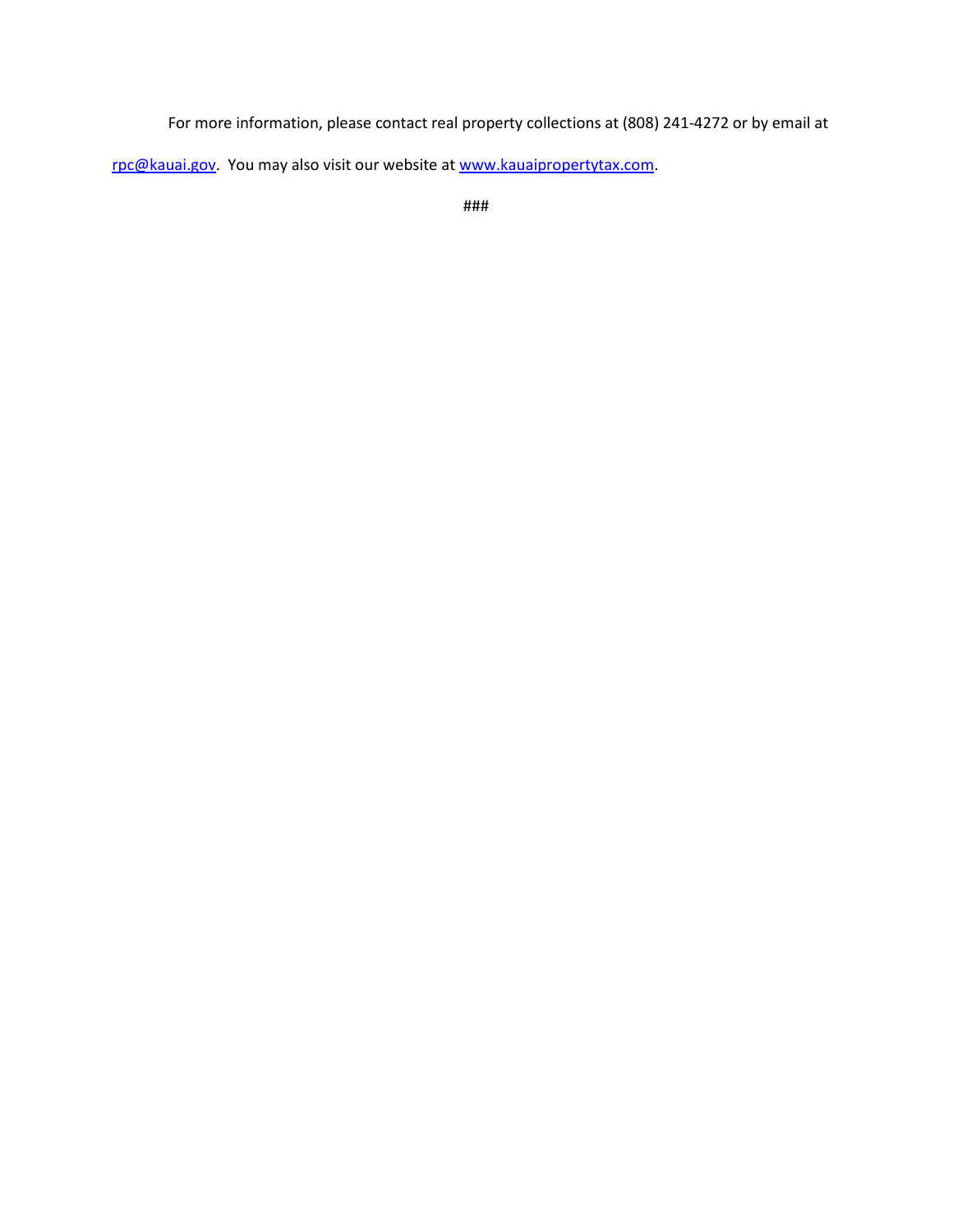For more information, please contact real property collections at (808) 241-4272 or by email at rpc@kauai.gov. You may also visit our website at www.kauaipropertytax.com.

###